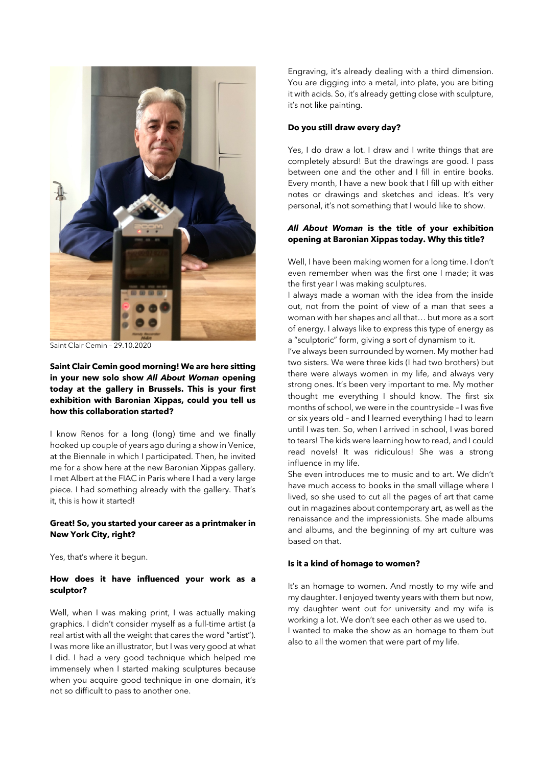Saint Clair Cemin – 29.10.2020

**Saint Clair Cemin good morning! We are here sitting in your new solo show *All About Woman* opening today at the gallery in Brussels. This is your first exhibition with Baronian Xippas, could you tell us how this collaboration started?**

I know Renos for a long (long) time and we finally hooked up couple of years ago during a show in Venice, at the Biennale in which I participated. Then, he invited me for a show here at the new Baronian Xippas gallery. I met Albert at the FIAC in Paris where I had a very large piece. I had something already with the gallery. That's it, this is how it started!

**Great! So, you started your career as a printmaker in New York City, right?**

Yes, that's where it begun.

**How does it have influenced your work as a sculptor?**

Well, when I was making print, I was actually making graphics. I didn't consider myself as a full-time artist (a real artist with all the weight that cares the word "artist"). I was more like an illustrator, but I was very good at what I did. I had a very good technique which helped me immensely when I started making sculptures because when you acquire good technique in one domain, it's not so difficult to pass to another one.

Engraving, it's already dealing with a third dimension. You are digging into a metal, into plate, you are biting it with acids. So, it's already getting close with sculpture, it's not like painting.

**Do you still draw every day?**

Yes, I do draw a lot. I draw and I write things that are completely absurd! But the drawings are good. I pass between one and the other and I fill in entire books. Every month, I have a new book that I fill up with either notes or drawings and sketches and ideas. It's very personal, it's not something that I would like to show.

***All About Woman* is the title of your exhibition opening at Baronian Xippas today. Why this title?**

Well, I have been making women for a long time. I don't even remember when was the first one I made; it was the first year I was making sculptures.

I always made a woman with the idea from the inside out, not from the point of view of a man that sees a woman with her shapes and all that… but more as a sort of energy. I always like to express this type of energy as a "sculptoric" form, giving a sort of dynamism to it.

I've always been surrounded by women. My mother had two sisters. We were three kids (I had two brothers) but there were always women in my life, and always very strong ones. It's been very important to me. My mother thought me everything I should know. The first six months of school, we were in the countryside – I was five or six years old – and I learned everything I had to learn until I was ten. So, when I arrived in school, I was bored to tears! The kids were learning how to read, and I could read novels! It was ridiculous! She was a strong influence in my life.

She even introduces me to music and to art. We didn't have much access to books in the small village where I lived, so she used to cut all the pages of art that came out in magazines about contemporary art, as well as the renaissance and the impressionists. She made albums and albums, and the beginning of my art culture was based on that.

**Is it a kind of homage to women?**

It's an homage to women. And mostly to my wife and my daughter. I enjoyed twenty years with them but now, my daughter went out for university and my wife is working a lot. We don't see each other as we used to.

I wanted to make the show as an homage to them but also to all the women that were part of my life.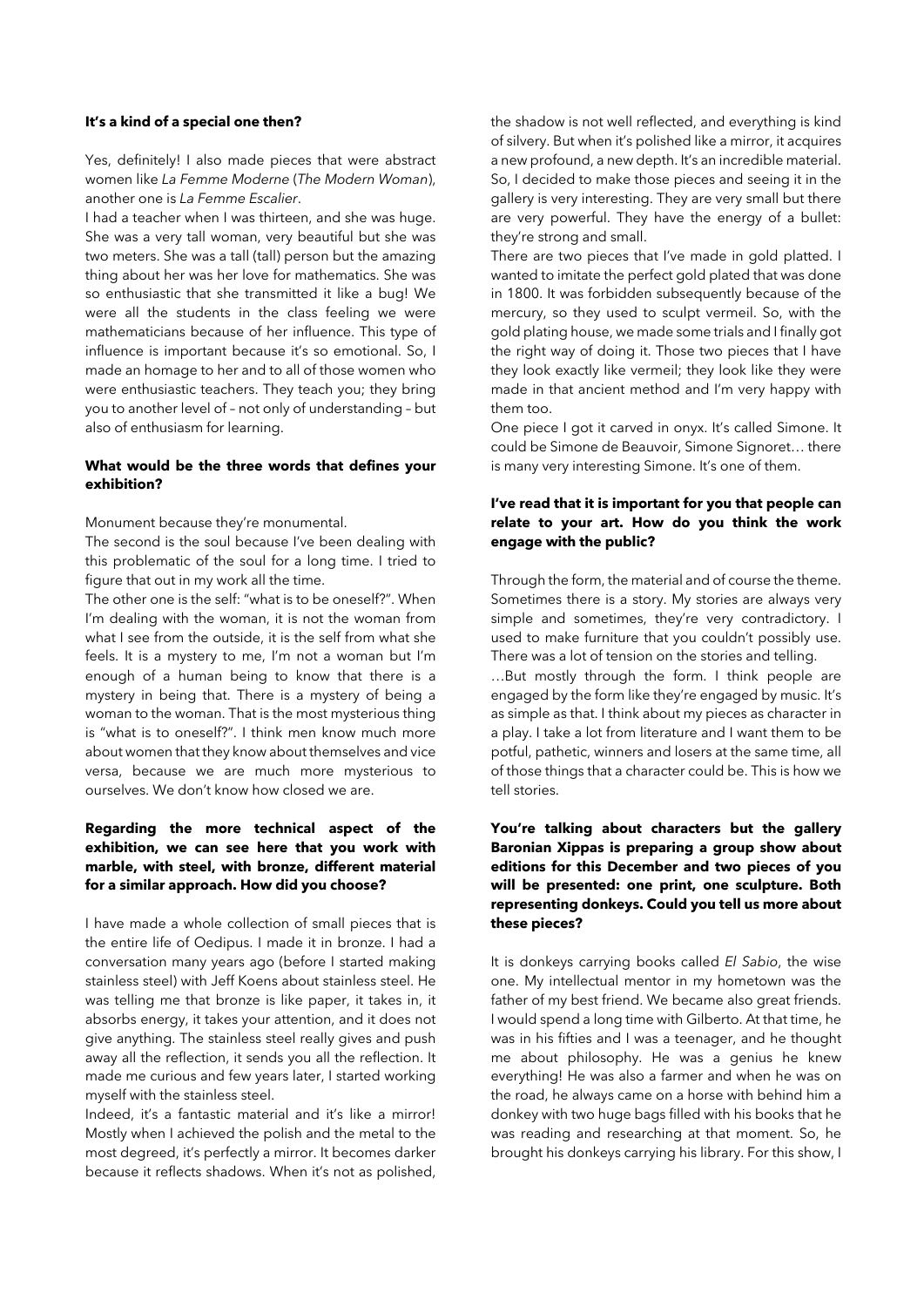**It's a kind of a special one then?**

Yes, definitely! I also made pieces that were abstract women like *La Femme Moderne* (*The Modern Woman*), another one is *La Femme Escalier*.

I had a teacher when I was thirteen, and she was huge. She was a very tall woman, very beautiful but she was two meters. She was a tall (tall) person but the amazing thing about her was her love for mathematics. She was so enthusiastic that she transmitted it like a bug! We were all the students in the class feeling we were mathematicians because of her influence. This type of influence is important because it's so emotional. So, I made an homage to her and to all of those women who were enthusiastic teachers. They teach you; they bring you to another level of – not only of understanding – but also of enthusiasm for learning.

**What would be the three words that defines your exhibition?**

Monument because they're monumental.

The second is the soul because I've been dealing with this problematic of the soul for a long time. I tried to figure that out in my work all the time.

The other one is the self: "what is to be oneself?". When I'm dealing with the woman, it is not the woman from what I see from the outside, it is the self from what she feels. It is a mystery to me, I'm not a woman but I'm enough of a human being to know that there is a mystery in being that. There is a mystery of being a woman to the woman. That is the most mysterious thing is "what is to oneself?". I think men know much more about women that they know about themselves and vice versa, because we are much more mysterious to ourselves. We don't know how closed we are.

**Regarding the more technical aspect of the exhibition, we can see here that you work with marble, with steel, with bronze, different material for a similar approach. How did you choose?**

I have made a whole collection of small pieces that is the entire life of Oedipus. I made it in bronze. I had a conversation many years ago (before I started making stainless steel) with Jeff Koens about stainless steel. He was telling me that bronze is like paper, it takes in, it absorbs energy, it takes your attention, and it does not give anything. The stainless steel really gives and push away all the reflection, it sends you all the reflection. It made me curious and few years later, I started working myself with the stainless steel.

Indeed, it's a fantastic material and it's like a mirror! Mostly when I achieved the polish and the metal to the most degreed, it's perfectly a mirror. It becomes darker because it reflects shadows. When it's not as polished, the shadow is not well reflected, and everything is kind of silvery. But when it's polished like a mirror, it acquires a new profound, a new depth. It's an incredible material. So, I decided to make those pieces and seeing it in the gallery is very interesting. They are very small but there are very powerful. They have the energy of a bullet: they're strong and small.

There are two pieces that I've made in gold platted. I wanted to imitate the perfect gold plated that was done in 1800. It was forbidden subsequently because of the mercury, so they used to sculpt vermeil. So, with the gold plating house, we made some trials and I finally got the right way of doing it. Those two pieces that I have they look exactly like vermeil; they look like they were made in that ancient method and I'm very happy with them too.

One piece I got it carved in onyx. It's called Simone. It could be Simone de Beauvoir, Simone Signoret… there is many very interesting Simone. It's one of them.

**I've read that it is important for you that people can relate to your art. How do you think the work engage with the public?**

Through the form, the material and of course the theme. Sometimes there is a story. My stories are always very simple and sometimes, they're very contradictory. I used to make furniture that you couldn't possibly use. There was a lot of tension on the stories and telling.

…But mostly through the form. I think people are engaged by the form like they're engaged by music. It's as simple as that. I think about my pieces as character in a play. I take a lot from literature and I want them to be potful, pathetic, winners and losers at the same time, all of those things that a character could be. This is how we tell stories.

**You're talking about characters but the gallery Baronian Xippas is preparing a group show about editions for this December and two pieces of you will be presented: one print, one sculpture. Both representing donkeys. Could you tell us more about these pieces?**

It is donkeys carrying books called *El Sabio*, the wise one. My intellectual mentor in my hometown was the father of my best friend. We became also great friends. I would spend a long time with Gilberto. At that time, he was in his fifties and I was a teenager, and he thought me about philosophy. He was a genius he knew everything! He was also a farmer and when he was on the road, he always came on a horse with behind him a donkey with two huge bags filled with his books that he was reading and researching at that moment. So, he brought his donkeys carrying his library. For this show, I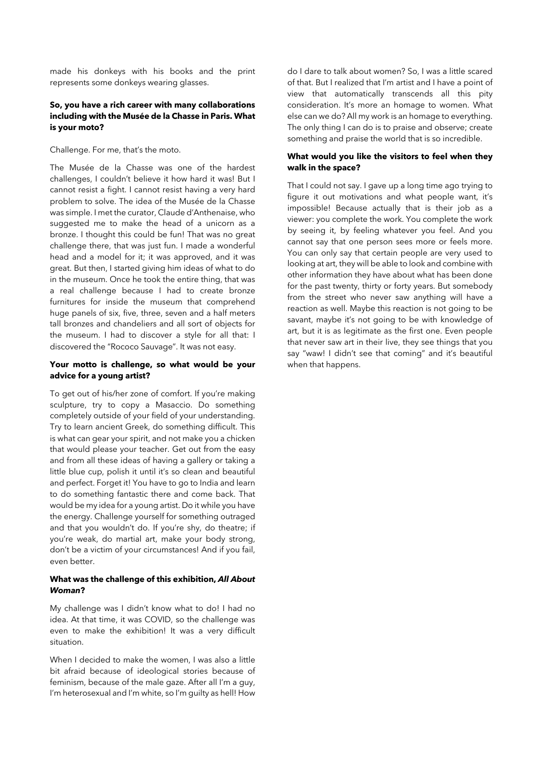made his donkeys with his books and the print represents some donkeys wearing glasses.

**So, you have a rich career with many collaborations including with the Musée de la Chasse in Paris. What is your moto?**

Challenge. For me, that's the moto.

The Musée de la Chasse was one of the hardest challenges, I couldn't believe it how hard it was! But I cannot resist a fight. I cannot resist having a very hard problem to solve. The idea of the Musée de la Chasse was simple. I met the curator, Claude d'Anthenaise, who suggested me to make the head of a unicorn as a bronze. I thought this could be fun! That was no great challenge there, that was just fun. I made a wonderful head and a model for it; it was approved, and it was great. But then, I started giving him ideas of what to do in the museum. Once he took the entire thing, that was a real challenge because I had to create bronze furnitures for inside the museum that comprehend huge panels of six, five, three, seven and a half meters tall bronzes and chandeliers and all sort of objects for the museum. I had to discover a style for all that: I discovered the "Rococo Sauvage". It was not easy.

**Your motto is challenge, so what would be your advice for a young artist?**

To get out of his/her zone of comfort. If you're making sculpture, try to copy a Masaccio. Do something completely outside of your field of your understanding. Try to learn ancient Greek, do something difficult. This is what can gear your spirit, and not make you a chicken that would please your teacher. Get out from the easy and from all these ideas of having a gallery or taking a little blue cup, polish it until it's so clean and beautiful and perfect. Forget it! You have to go to India and learn to do something fantastic there and come back. That would be my idea for a young artist. Do it while you have the energy. Challenge yourself for something outraged and that you wouldn't do. If you're shy, do theatre; if you're weak, do martial art, make your body strong, don't be a victim of your circumstances! And if you fail, even better.

**What was the challenge of this exhibition, *All About Woman*?**

My challenge was I didn't know what to do! I had no idea. At that time, it was COVID, so the challenge was even to make the exhibition! It was a very difficult situation.

When I decided to make the women, I was also a little bit afraid because of ideological stories because of feminism, because of the male gaze. After all I'm a guy, I'm heterosexual and I'm white, so I'm guilty as hell! How do I dare to talk about women? So, I was a little scared of that. But I realized that I'm artist and I have a point of view that automatically transcends all this pity consideration. It's more an homage to women. What else can we do? All my work is an homage to everything. The only thing I can do is to praise and observe; create something and praise the world that is so incredible.

**What would you like the visitors to feel when they walk in the space?**

That I could not say. I gave up a long time ago trying to figure it out motivations and what people want, it's impossible! Because actually that is their job as a viewer: you complete the work. You complete the work by seeing it, by feeling whatever you feel. And you cannot say that one person sees more or feels more. You can only say that certain people are very used to looking at art, they will be able to look and combine with other information they have about what has been done for the past twenty, thirty or forty years. But somebody from the street who never saw anything will have a reaction as well. Maybe this reaction is not going to be savant, maybe it's not going to be with knowledge of art, but it is as legitimate as the first one. Even people that never saw art in their live, they see things that you say "waw! I didn't see that coming" and it's beautiful when that happens.